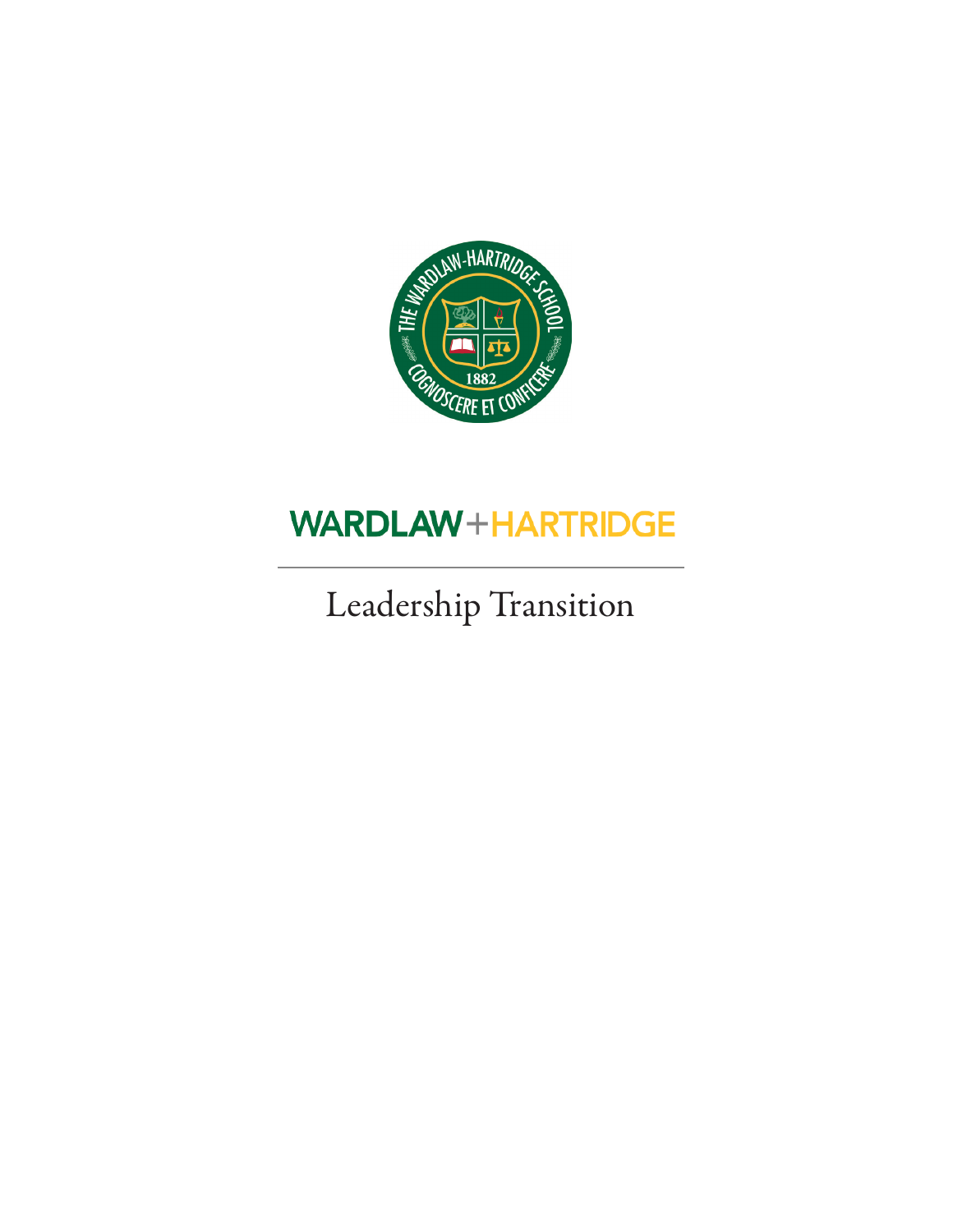THE WARDLAW-HARTRIDGE SCHOOL

1882

COGNOSCERE ET CONFICERE

# WARDLAW + HARTRIDGE

---

## Leadership Transition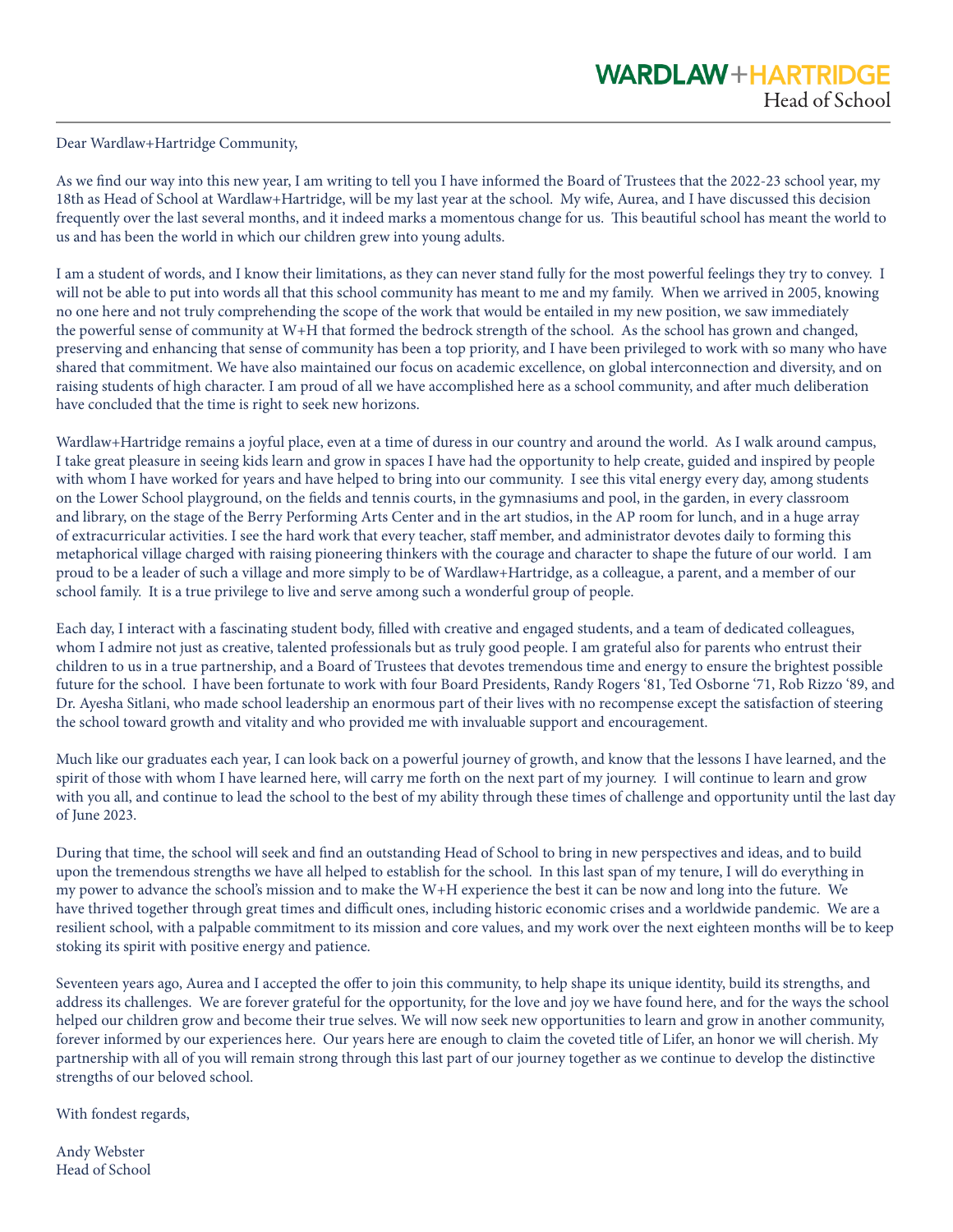WARDLAW+HARTRIDGE
Head of School

Dear Wardlaw+Hartridge Community,

As we find our way into this new year, I am writing to tell you I have informed the Board of Trustees that the 2022-23 school year, my 18th as Head of School at Wardlaw+Hartridge, will be my last year at the school. My wife, Aurea, and I have discussed this decision frequently over the last several months, and it indeed marks a momentous change for us. This beautiful school has meant the world to us and has been the world in which our children grew into young adults.

I am a student of words, and I know their limitations, as they can never stand fully for the most powerful feelings they try to convey. I will not be able to put into words all that this school community has meant to me and my family. When we arrived in 2005, knowing no one here and not truly comprehending the scope of the work that would be entailed in my new position, we saw immediately the powerful sense of community at W+H that formed the bedrock strength of the school. As the school has grown and changed, preserving and enhancing that sense of community has been a top priority, and I have been privileged to work with so many who have shared that commitment. We have also maintained our focus on academic excellence, on global interconnection and diversity, and on raising students of high character. I am proud of all we have accomplished here as a school community, and after much deliberation have concluded that the time is right to seek new horizons.

Wardlaw+Hartridge remains a joyful place, even at a time of duress in our country and around the world. As I walk around campus, I take great pleasure in seeing kids learn and grow in spaces I have had the opportunity to help create, guided and inspired by people with whom I have worked for years and have helped to bring into our community. I see this vital energy every day, among students on the Lower School playground, on the fields and tennis courts, in the gymnasiums and pool, in the garden, in every classroom and library, on the stage of the Berry Performing Arts Center and in the art studios, in the AP room for lunch, and in a huge array of extracurricular activities. I see the hard work that every teacher, staff member, and administrator devotes daily to forming this metaphorical village charged with raising pioneering thinkers with the courage and character to shape the future of our world. I am proud to be a leader of such a village and more simply to be of Wardlaw+Hartridge, as a colleague, a parent, and a member of our school family. It is a true privilege to live and serve among such a wonderful group of people.

Each day, I interact with a fascinating student body, filled with creative and engaged students, and a team of dedicated colleagues, whom I admire not just as creative, talented professionals but as truly good people. I am grateful also for parents who entrust their children to us in a true partnership, and a Board of Trustees that devotes tremendous time and energy to ensure the brightest possible future for the school. I have been fortunate to work with four Board Presidents, Randy Rogers '81, Ted Osborne '71, Rob Rizzo '89, and Dr. Ayesha Sitlani, who made school leadership an enormous part of their lives with no recompense except the satisfaction of steering the school toward growth and vitality and who provided me with invaluable support and encouragement.

Much like our graduates each year, I can look back on a powerful journey of growth, and know that the lessons I have learned, and the spirit of those with whom I have learned here, will carry me forth on the next part of my journey. I will continue to learn and grow with you all, and continue to lead the school to the best of my ability through these times of challenge and opportunity until the last day of June 2023.

During that time, the school will seek and find an outstanding Head of School to bring in new perspectives and ideas, and to build upon the tremendous strengths we have all helped to establish for the school. In this last span of my tenure, I will do everything in my power to advance the school's mission and to make the W+H experience the best it can be now and long into the future. We have thrived together through great times and difficult ones, including historic economic crises and a worldwide pandemic. We are a resilient school, with a palpable commitment to its mission and core values, and my work over the next eighteen months will be to keep stoking its spirit with positive energy and patience.

Seventeen years ago, Aurea and I accepted the offer to join this community, to help shape its unique identity, build its strengths, and address its challenges. We are forever grateful for the opportunity, for the love and joy we have found here, and for the ways the school helped our children grow and become their true selves. We will now seek new opportunities to learn and grow in another community, forever informed by our experiences here. Our years here are enough to claim the coveted title of Lifer, an honor we will cherish. My partnership with all of you will remain strong through this last part of our journey together as we continue to develop the distinctive strengths of our beloved school.

With fondest regards,

Andy Webster
Head of School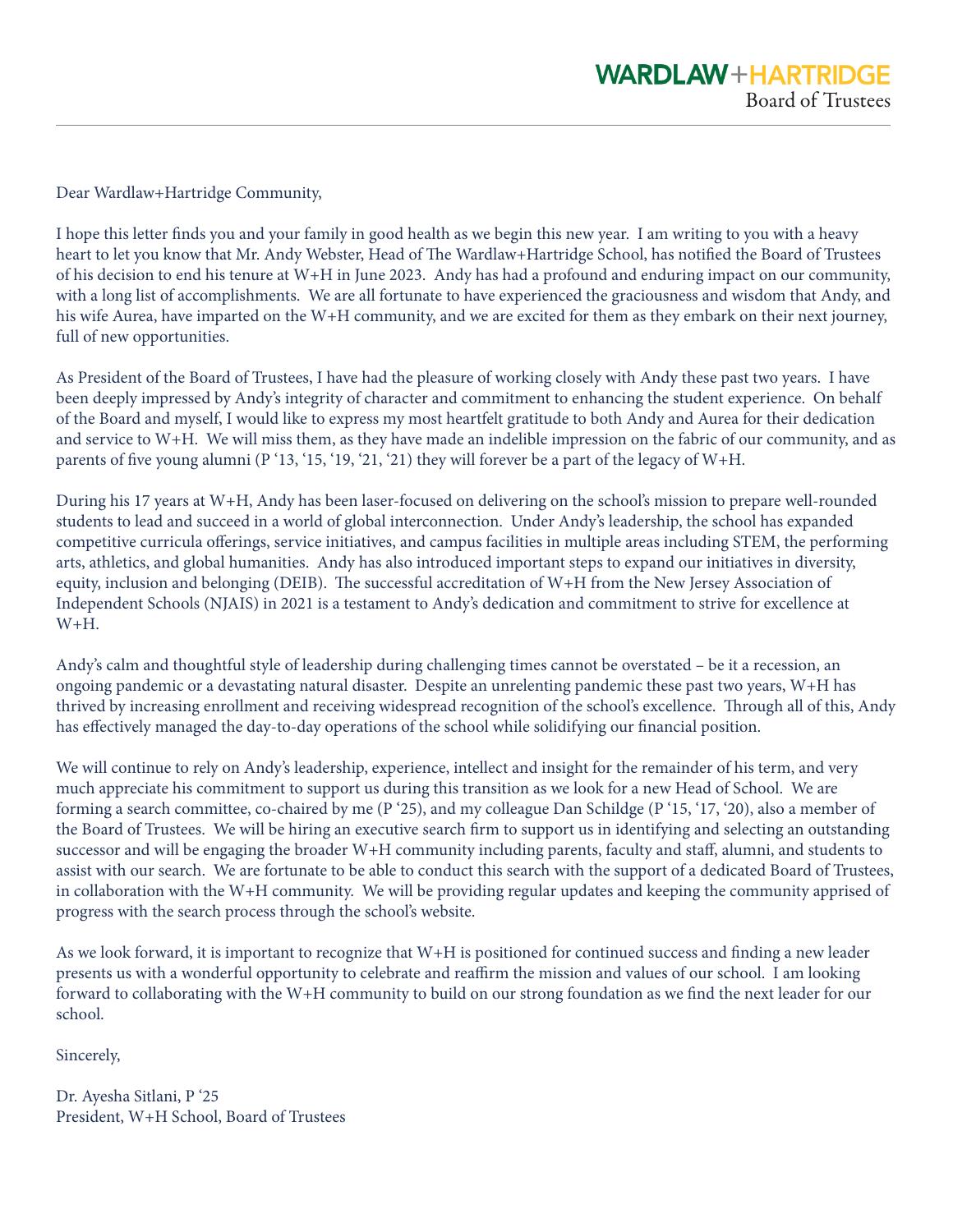**WARDLAW+HARTRIDGE**
Board of Trustees

Dear Wardlaw+Hartridge Community,

I hope this letter finds you and your family in good health as we begin this new year. I am writing to you with a heavy heart to let you know that Mr. Andy Webster, Head of The Wardlaw+Hartridge School, has notified the Board of Trustees of his decision to end his tenure at W+H in June 2023. Andy has had a profound and enduring impact on our community, with a long list of accomplishments. We are all fortunate to have experienced the graciousness and wisdom that Andy, and his wife Aurea, have imparted on the W+H community, and we are excited for them as they embark on their next journey, full of new opportunities.

As President of the Board of Trustees, I have had the pleasure of working closely with Andy these past two years. I have been deeply impressed by Andy's integrity of character and commitment to enhancing the student experience. On behalf of the Board and myself, I would like to express my most heartfelt gratitude to both Andy and Aurea for their dedication and service to W+H. We will miss them, as they have made an indelible impression on the fabric of our community, and as parents of five young alumni (P '13, '15, '19, '21, '21) they will forever be a part of the legacy of W+H.

During his 17 years at W+H, Andy has been laser-focused on delivering on the school's mission to prepare well-rounded students to lead and succeed in a world of global interconnection. Under Andy's leadership, the school has expanded competitive curricula offerings, service initiatives, and campus facilities in multiple areas including STEM, the performing arts, athletics, and global humanities. Andy has also introduced important steps to expand our initiatives in diversity, equity, inclusion and belonging (DEIB). The successful accreditation of W+H from the New Jersey Association of Independent Schools (NJAIS) in 2021 is a testament to Andy's dedication and commitment to strive for excellence at W+H.

Andy's calm and thoughtful style of leadership during challenging times cannot be overstated – be it a recession, an ongoing pandemic or a devastating natural disaster. Despite an unrelenting pandemic these past two years, W+H has thrived by increasing enrollment and receiving widespread recognition of the school's excellence. Through all of this, Andy has effectively managed the day-to-day operations of the school while solidifying our financial position.

We will continue to rely on Andy's leadership, experience, intellect and insight for the remainder of his term, and very much appreciate his commitment to support us during this transition as we look for a new Head of School. We are forming a search committee, co-chaired by me (P '25), and my colleague Dan Schildge (P '15, '17, '20), also a member of the Board of Trustees. We will be hiring an executive search firm to support us in identifying and selecting an outstanding successor and will be engaging the broader W+H community including parents, faculty and staff, alumni, and students to assist with our search. We are fortunate to be able to conduct this search with the support of a dedicated Board of Trustees, in collaboration with the W+H community. We will be providing regular updates and keeping the community apprised of progress with the search process through the school's website.

As we look forward, it is important to recognize that W+H is positioned for continued success and finding a new leader presents us with a wonderful opportunity to celebrate and reaffirm the mission and values of our school. I am looking forward to collaborating with the W+H community to build on our strong foundation as we find the next leader for our school.

Sincerely,

Dr. Ayesha Sitlani, P '25
President, W+H School, Board of Trustees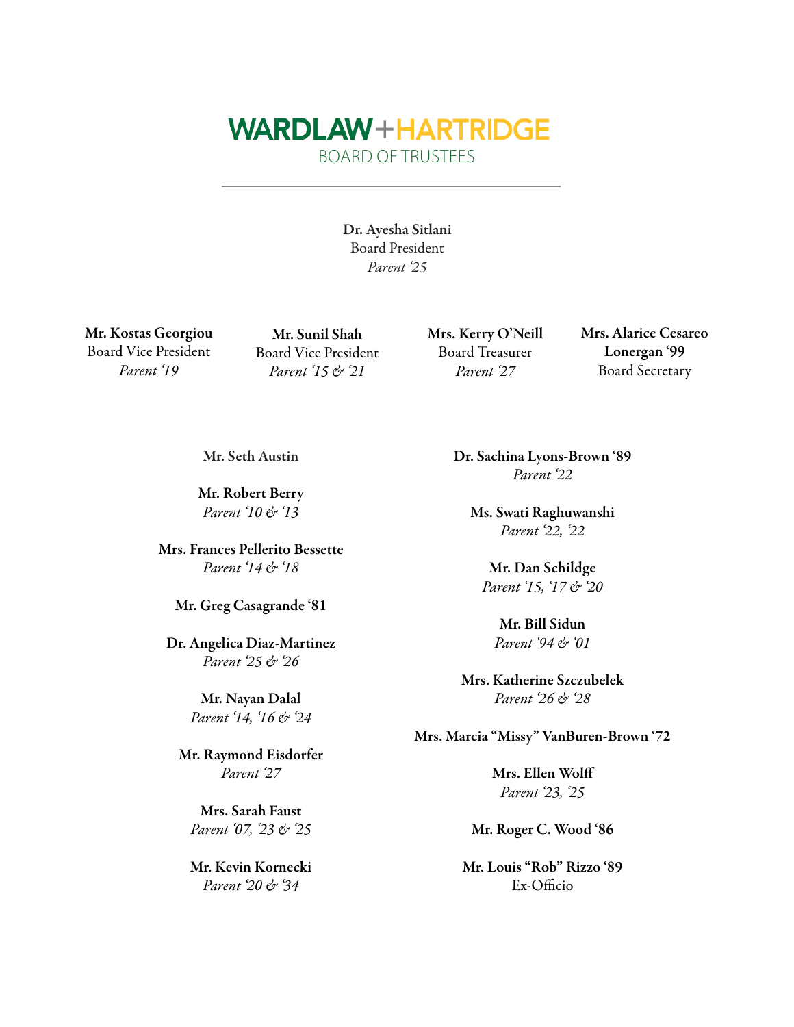# WARDLAW+HARTRIDGE

## BOARD OF TRUSTEES

---

**Dr. Ayesha Sitlani**
Board President
*Parent '25*

**Mr. Kostas Georgiou**
Board Vice President
*Parent '19*

**Mr. Sunil Shah**
Board Vice President
*Parent '15 & '21*

**Mrs. Kerry O'Neill**
Board Treasurer
*Parent '27*

**Mrs. Alarice Cesareo Lonergan '99**
Board Secretary

**Mr. Seth Austin**

**Mr. Robert Berry**
*Parent '10 & '13*

**Mrs. Frances Pellerito Bessette**
*Parent '14 & '18*

**Mr. Greg Casagrande '81**

**Dr. Angelica Diaz-Martinez**
*Parent '25 & '26*

**Mr. Nayan Dalal**
*Parent '14, '16 & '24*

**Mr. Raymond Eisdorfer**
*Parent '27*

**Mrs. Sarah Faust**
*Parent '07, '23 & '25*

**Mr. Kevin Kornecki**
*Parent '20 & '34*

**Dr. Sachina Lyons-Brown '89**
*Parent '22*

**Ms. Swati Raghuwanshi**
*Parent '22, '22*

**Mr. Dan Schildge**
*Parent '15, '17 & '20*

**Mr. Bill Sidun**
*Parent '94 & '01*

**Mrs. Katherine Szczubelek**
*Parent '26 & '28*

**Mrs. Marcia "Missy" VanBuren-Brown '72**

**Mrs. Ellen Wolff**
*Parent '23, '25*

**Mr. Roger C. Wood '86**

**Mr. Louis "Rob" Rizzo '89**
Ex-Officio